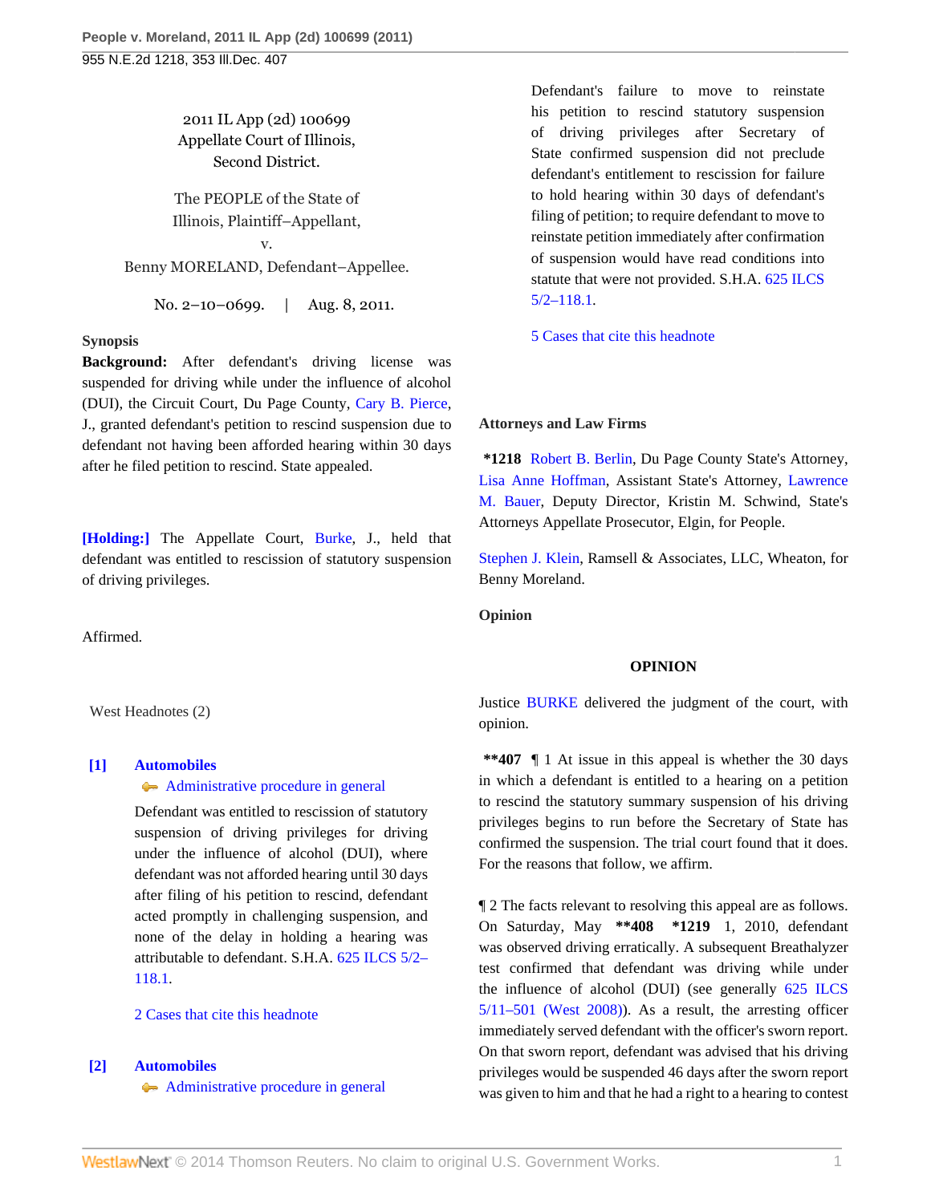2011 IL App (2d) 100699
Appellate Court of Illinois,
Second District.

The PEOPLE of the State of Illinois, Plaintiff–Appellant,
v.
Benny MORELAND, Defendant–Appellee.

No. 2–10–0699. | Aug. 8, 2011.

**Synopsis**

**Background:** After defendant's driving license was suspended for driving while under the influence of alcohol (DUI), the Circuit Court, Du Page County, Cary B. Pierce, J., granted defendant's petition to rescind suspension due to defendant not having been afforded hearing within 30 days after he filed petition to rescind. State appealed.

**[Holding:]** The Appellate Court, Burke, J., held that defendant was entitled to rescission of statutory suspension of driving privileges.

Affirmed.

West Headnotes (2)

**[1] Automobiles**
Administrative procedure in general

Defendant was entitled to rescission of statutory suspension of driving privileges for driving under the influence of alcohol (DUI), where defendant was not afforded hearing until 30 days after filing of his petition to rescind, defendant acted promptly in challenging suspension, and none of the delay in holding a hearing was attributable to defendant. S.H.A. 625 ILCS 5/2–118.1.

2 Cases that cite this headnote

**[2] Automobiles**
Administrative procedure in general

Defendant's failure to move to reinstate his petition to rescind statutory suspension of driving privileges after Secretary of State confirmed suspension did not preclude defendant's entitlement to rescission for failure to hold hearing within 30 days of defendant's filing of petition; to require defendant to move to reinstate petition immediately after confirmation of suspension would have read conditions into statute that were not provided. S.H.A. 625 ILCS 5/2–118.1.

5 Cases that cite this headnote

**Attorneys and Law Firms**

**\*1218** Robert B. Berlin, Du Page County State's Attorney, Lisa Anne Hoffman, Assistant State's Attorney, Lawrence M. Bauer, Deputy Director, Kristin M. Schwind, State's Attorneys Appellate Prosecutor, Elgin, for People.

Stephen J. Klein, Ramsell & Associates, LLC, Wheaton, for Benny Moreland.

**Opinion**

**OPINION**

Justice BURKE delivered the judgment of the court, with opinion.

**\*\*407** ¶ 1 At issue in this appeal is whether the 30 days in which a defendant is entitled to a hearing on a petition to rescind the statutory summary suspension of his driving privileges begins to run before the Secretary of State has confirmed the suspension. The trial court found that it does. For the reasons that follow, we affirm.

¶ 2 The facts relevant to resolving this appeal are as follows. On Saturday, May **\*\*408** **\*1219** 1, 2010, defendant was observed driving erratically. A subsequent Breathalyzer test confirmed that defendant was driving while under the influence of alcohol (DUI) (see generally 625 ILCS 5/11–501 (West 2008)). As a result, the arresting officer immediately served defendant with the officer's sworn report. On that sworn report, defendant was advised that his driving privileges would be suspended 46 days after the sworn report was given to him and that he had a right to a hearing to contest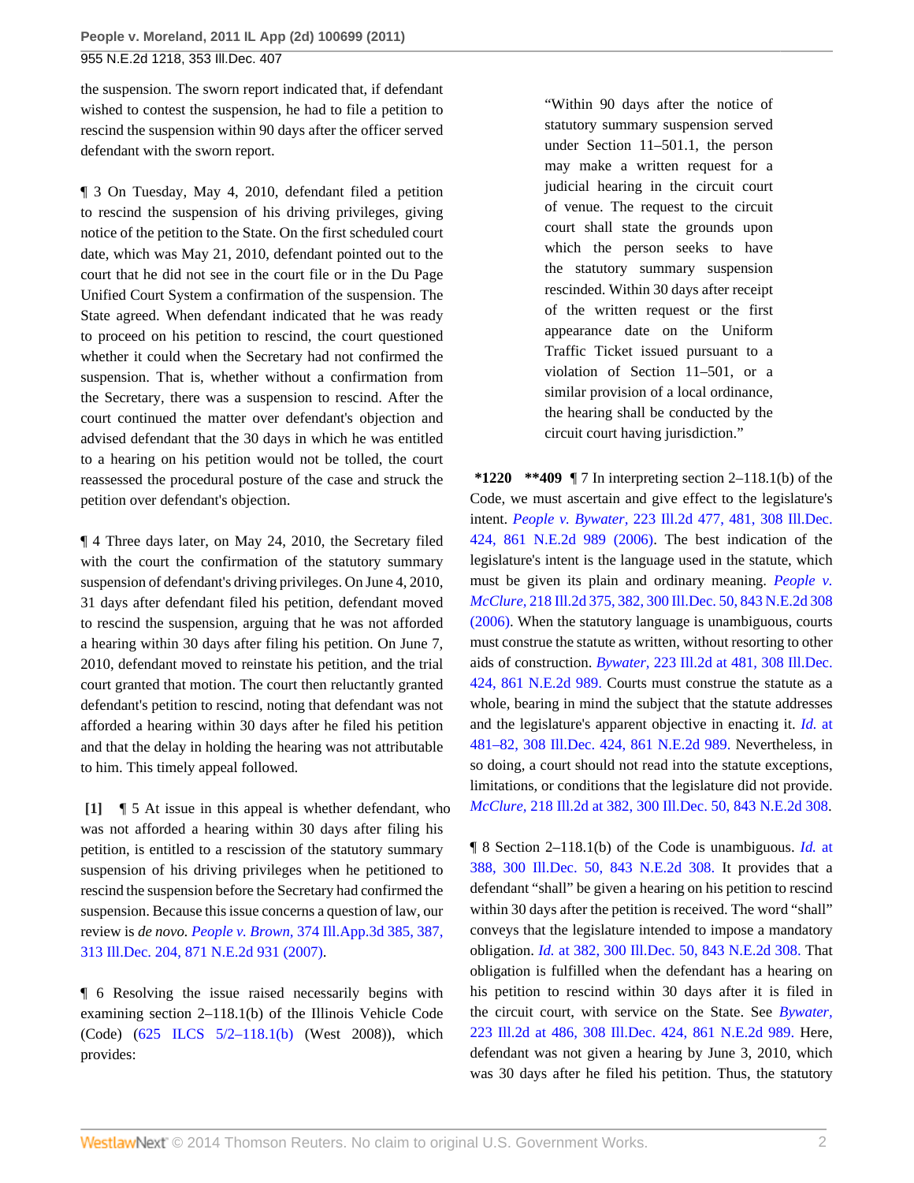the suspension. The sworn report indicated that, if defendant wished to contest the suspension, he had to file a petition to rescind the suspension within 90 days after the officer served defendant with the sworn report.

¶ 3 On Tuesday, May 4, 2010, defendant filed a petition to rescind the suspension of his driving privileges, giving notice of the petition to the State. On the first scheduled court date, which was May 21, 2010, defendant pointed out to the court that he did not see in the court file or in the Du Page Unified Court System a confirmation of the suspension. The State agreed. When defendant indicated that he was ready to proceed on his petition to rescind, the court questioned whether it could when the Secretary had not confirmed the suspension. That is, whether without a confirmation from the Secretary, there was a suspension to rescind. After the court continued the matter over defendant's objection and advised defendant that the 30 days in which he was entitled to a hearing on his petition would not be tolled, the court reassessed the procedural posture of the case and struck the petition over defendant's objection.

¶ 4 Three days later, on May 24, 2010, the Secretary filed with the court the confirmation of the statutory summary suspension of defendant's driving privileges. On June 4, 2010, 31 days after defendant filed his petition, defendant moved to rescind the suspension, arguing that he was not afforded a hearing within 30 days after filing his petition. On June 7, 2010, defendant moved to reinstate his petition, and the trial court granted that motion. The court then reluctantly granted defendant's petition to rescind, noting that defendant was not afforded a hearing within 30 days after he filed his petition and that the delay in holding the hearing was not attributable to him. This timely appeal followed.

**[1]** ¶ 5 At issue in this appeal is whether defendant, who was not afforded a hearing within 30 days after filing his petition, is entitled to a rescission of the statutory summary suspension of his driving privileges when he petitioned to rescind the suspension before the Secretary had confirmed the suspension. Because this issue concerns a question of law, our review is *de novo*. *People v. Brown,* 374 Ill.App.3d 385, 387, 313 Ill.Dec. 204, 871 N.E.2d 931 (2007).

¶ 6 Resolving the issue raised necessarily begins with examining section 2–118.1(b) of the Illinois Vehicle Code (Code) (625 ILCS 5/2–118.1(b) (West 2008)), which provides:

> "Within 90 days after the notice of statutory summary suspension served under Section 11–501.1, the person may make a written request for a judicial hearing in the circuit court of venue. The request to the circuit court shall state the grounds upon which the person seeks to have the statutory summary suspension rescinded. Within 30 days after receipt of the written request or the first appearance date on the Uniform Traffic Ticket issued pursuant to a violation of Section 11–501, or a similar provision of a local ordinance, the hearing shall be conducted by the circuit court having jurisdiction."

**\*1220 \*\*409** ¶ 7 In interpreting section 2–118.1(b) of the Code, we must ascertain and give effect to the legislature's intent. *People v. Bywater,* 223 Ill.2d 477, 481, 308 Ill.Dec. 424, 861 N.E.2d 989 (2006). The best indication of the legislature's intent is the language used in the statute, which must be given its plain and ordinary meaning. *People v. McClure,* 218 Ill.2d 375, 382, 300 Ill.Dec. 50, 843 N.E.2d 308 (2006). When the statutory language is unambiguous, courts must construe the statute as written, without resorting to other aids of construction. *Bywater,* 223 Ill.2d at 481, 308 Ill.Dec. 424, 861 N.E.2d 989. Courts must construe the statute as a whole, bearing in mind the subject that the statute addresses and the legislature's apparent objective in enacting it. *Id.* at 481–82, 308 Ill.Dec. 424, 861 N.E.2d 989. Nevertheless, in so doing, a court should not read into the statute exceptions, limitations, or conditions that the legislature did not provide. *McClure,* 218 Ill.2d at 382, 300 Ill.Dec. 50, 843 N.E.2d 308.

¶ 8 Section 2–118.1(b) of the Code is unambiguous. *Id.* at 388, 300 Ill.Dec. 50, 843 N.E.2d 308. It provides that a defendant "shall" be given a hearing on his petition to rescind within 30 days after the petition is received. The word "shall" conveys that the legislature intended to impose a mandatory obligation. *Id.* at 382, 300 Ill.Dec. 50, 843 N.E.2d 308. That obligation is fulfilled when the defendant has a hearing on his petition to rescind within 30 days after it is filed in the circuit court, with service on the State. See *Bywater,* 223 Ill.2d at 486, 308 Ill.Dec. 424, 861 N.E.2d 989. Here, defendant was not given a hearing by June 3, 2010, which was 30 days after he filed his petition. Thus, the statutory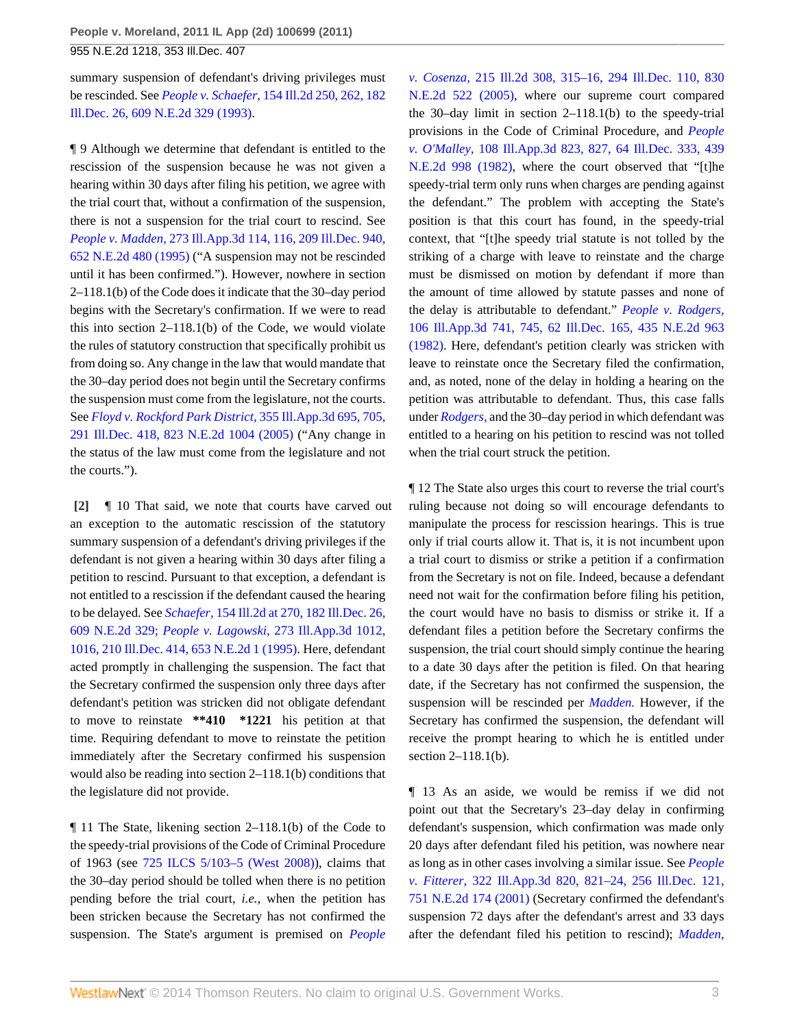summary suspension of defendant's driving privileges must be rescinded. See *People v. Schaefer,* 154 Ill.2d 250, 262, 182 Ill.Dec. 26, 609 N.E.2d 329 (1993).

¶ 9 Although we determine that defendant is entitled to the rescission of the suspension because he was not given a hearing within 30 days after filing his petition, we agree with the trial court that, without a confirmation of the suspension, there is not a suspension for the trial court to rescind. See *People v. Madden,* 273 Ill.App.3d 114, 116, 209 Ill.Dec. 940, 652 N.E.2d 480 (1995) ("A suspension may not be rescinded until it has been confirmed."). However, nowhere in section 2–118.1(b) of the Code does it indicate that the 30–day period begins with the Secretary's confirmation. If we were to read this into section 2–118.1(b) of the Code, we would violate the rules of statutory construction that specifically prohibit us from doing so. Any change in the law that would mandate that the 30–day period does not begin until the Secretary confirms the suspension must come from the legislature, not the courts. See *Floyd v. Rockford Park District,* 355 Ill.App.3d 695, 705, 291 Ill.Dec. 418, 823 N.E.2d 1004 (2005) ("Any change in the status of the law must come from the legislature and not the courts.").

**[2]** ¶ 10 That said, we note that courts have carved out an exception to the automatic rescission of the statutory summary suspension of a defendant's driving privileges if the defendant is not given a hearing within 30 days after filing a petition to rescind. Pursuant to that exception, a defendant is not entitled to a rescission if the defendant caused the hearing to be delayed. See *Schaefer,* 154 Ill.2d at 270, 182 Ill.Dec. 26, 609 N.E.2d 329; *People v. Lagowski,* 273 Ill.App.3d 1012, 1016, 210 Ill.Dec. 414, 653 N.E.2d 1 (1995). Here, defendant acted promptly in challenging the suspension. The fact that the Secretary confirmed the suspension only three days after defendant's petition was stricken did not obligate defendant to move to reinstate **\*\*410 \*1221** his petition at that time. Requiring defendant to move to reinstate the petition immediately after the Secretary confirmed his suspension would also be reading into section 2–118.1(b) conditions that the legislature did not provide.

¶ 11 The State, likening section 2–118.1(b) of the Code to the speedy-trial provisions of the Code of Criminal Procedure of 1963 (see 725 ILCS 5/103–5 (West 2008)), claims that the 30–day period should be tolled when there is no petition pending before the trial court, *i.e.,* when the petition has been stricken because the Secretary has not confirmed the suspension. The State's argument is premised on *People v. Cosenza,* 215 Ill.2d 308, 315–16, 294 Ill.Dec. 110, 830 N.E.2d 522 (2005), where our supreme court compared the 30–day limit in section 2–118.1(b) to the speedy-trial provisions in the Code of Criminal Procedure, and *People v. O'Malley,* 108 Ill.App.3d 823, 827, 64 Ill.Dec. 333, 439 N.E.2d 998 (1982), where the court observed that "[t]he speedy-trial term only runs when charges are pending against the defendant." The problem with accepting the State's position is that this court has found, in the speedy-trial context, that "[t]he speedy trial statute is not tolled by the striking of a charge with leave to reinstate and the charge must be dismissed on motion by defendant if more than the amount of time allowed by statute passes and none of the delay is attributable to defendant." *People v. Rodgers,* 106 Ill.App.3d 741, 745, 62 Ill.Dec. 165, 435 N.E.2d 963 (1982). Here, defendant's petition clearly was stricken with leave to reinstate once the Secretary filed the confirmation, and, as noted, none of the delay in holding a hearing on the petition was attributable to defendant. Thus, this case falls under *Rodgers,* and the 30–day period in which defendant was entitled to a hearing on his petition to rescind was not tolled when the trial court struck the petition.

¶ 12 The State also urges this court to reverse the trial court's ruling because not doing so will encourage defendants to manipulate the process for rescission hearings. This is true only if trial courts allow it. That is, it is not incumbent upon a trial court to dismiss or strike a petition if a confirmation from the Secretary is not on file. Indeed, because a defendant need not wait for the confirmation before filing his petition, the court would have no basis to dismiss or strike it. If a defendant files a petition before the Secretary confirms the suspension, the trial court should simply continue the hearing to a date 30 days after the petition is filed. On that hearing date, if the Secretary has not confirmed the suspension, the suspension will be rescinded per *Madden.* However, if the Secretary has confirmed the suspension, the defendant will receive the prompt hearing to which he is entitled under section 2–118.1(b).

¶ 13 As an aside, we would be remiss if we did not point out that the Secretary's 23–day delay in confirming defendant's suspension, which confirmation was made only 20 days after defendant filed his petition, was nowhere near as long as in other cases involving a similar issue. See *People v. Fitterer,* 322 Ill.App.3d 820, 821–24, 256 Ill.Dec. 121, 751 N.E.2d 174 (2001) (Secretary confirmed the defendant's suspension 72 days after the defendant's arrest and 33 days after the defendant filed his petition to rescind); *Madden,*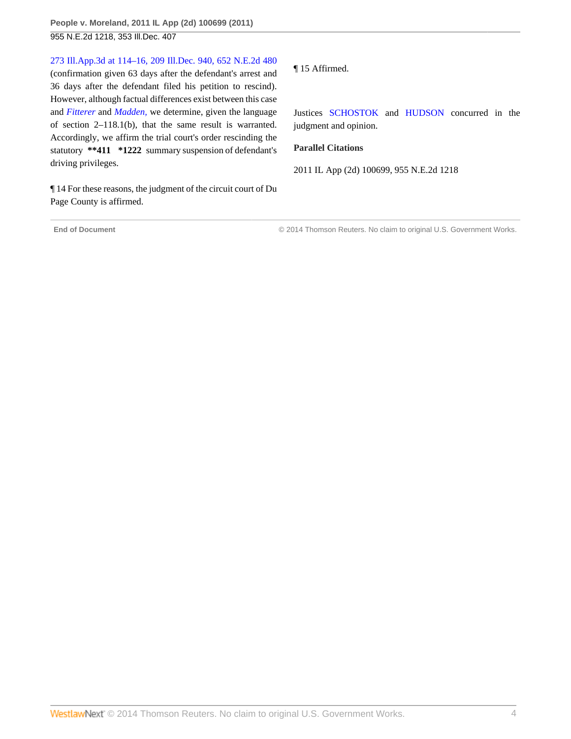273 Ill.App.3d at 114–16, 209 Ill.Dec. 940, 652 N.E.2d 480 (confirmation given 63 days after the defendant's arrest and 36 days after the defendant filed his petition to rescind). However, although factual differences exist between this case and *Fitterer* and *Madden,* we determine, given the language of section 2–118.1(b), that the same result is warranted. Accordingly, we affirm the trial court's order rescinding the statutory **\*\*411 \*1222** summary suspension of defendant's driving privileges.

¶ 14 For these reasons, the judgment of the circuit court of Du Page County is affirmed.

¶ 15 Affirmed.

Justices SCHOSTOK and HUDSON concurred in the judgment and opinion.

**Parallel Citations**

2011 IL App (2d) 100699, 955 N.E.2d 1218

**End of Document** © 2014 Thomson Reuters. No claim to original U.S. Government Works.